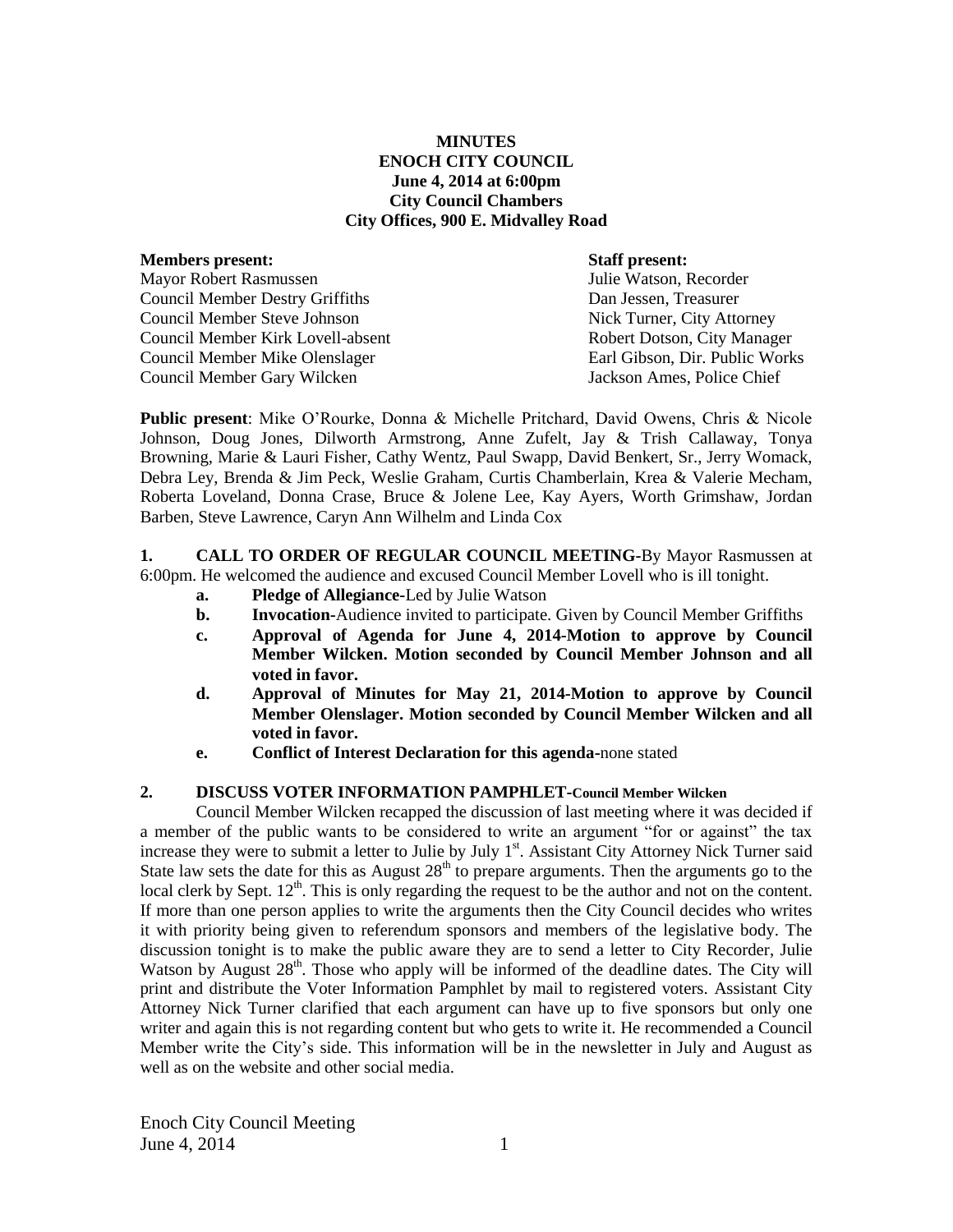**MINUTES**
**ENOCH CITY COUNCIL**
**June 4, 2014 at 6:00pm**
**City Council Chambers**
**City Offices, 900 E. Midvalley Road**

| **Members present:** | **Staff present:** |
|---|---|
| Mayor Robert Rasmussen | Julie Watson, Recorder |
| Council Member Destry Griffiths | Dan Jessen, Treasurer |
| Council Member Steve Johnson | Nick Turner, City Attorney |
| Council Member Kirk Lovell-absent | Robert Dotson, City Manager |
| Council Member Mike Olenslager | Earl Gibson, Dir. Public Works |
| Council Member Gary Wilcken | Jackson Ames, Police Chief |

**Public present**: Mike O'Rourke, Donna & Michelle Pritchard, David Owens, Chris & Nicole Johnson, Doug Jones, Dilworth Armstrong, Anne Zufelt, Jay & Trish Callaway, Tonya Browning, Marie & Lauri Fisher, Cathy Wentz, Paul Swapp, David Benkert, Sr., Jerry Womack, Debra Ley, Brenda & Jim Peck, Weslie Graham, Curtis Chamberlain, Krea & Valerie Mecham, Roberta Loveland, Donna Crase, Bruce & Jolene Lee, Kay Ayers, Worth Grimshaw, Jordan Barben, Steve Lawrence, Caryn Ann Wilhelm and Linda Cox

**1. CALL TO ORDER OF REGULAR COUNCIL MEETING-**By Mayor Rasmussen at 6:00pm. He welcomed the audience and excused Council Member Lovell who is ill tonight.

- **a. Pledge of Allegiance-**Led by Julie Watson
- **b. Invocation-**Audience invited to participate. Given by Council Member Griffiths
- **c. Approval of Agenda for June 4, 2014-Motion to approve by Council Member Wilcken. Motion seconded by Council Member Johnson and all voted in favor.**
- **d. Approval of Minutes for May 21, 2014-Motion to approve by Council Member Olenslager. Motion seconded by Council Member Wilcken and all voted in favor.**
- **e. Conflict of Interest Declaration for this agenda-**none stated

**2. DISCUSS VOTER INFORMATION PAMPHLET-Council Member Wilcken**

Council Member Wilcken recapped the discussion of last meeting where it was decided if a member of the public wants to be considered to write an argument "for or against" the tax increase they were to submit a letter to Julie by July 1st. Assistant City Attorney Nick Turner said State law sets the date for this as August 28th to prepare arguments. Then the arguments go to the local clerk by Sept. 12th. This is only regarding the request to be the author and not on the content. If more than one person applies to write the arguments then the City Council decides who writes it with priority being given to referendum sponsors and members of the legislative body. The discussion tonight is to make the public aware they are to send a letter to City Recorder, Julie Watson by August 28th. Those who apply will be informed of the deadline dates. The City will print and distribute the Voter Information Pamphlet by mail to registered voters. Assistant City Attorney Nick Turner clarified that each argument can have up to five sponsors but only one writer and again this is not regarding content but who gets to write it. He recommended a Council Member write the City's side. This information will be in the newsletter in July and August as well as on the website and other social media.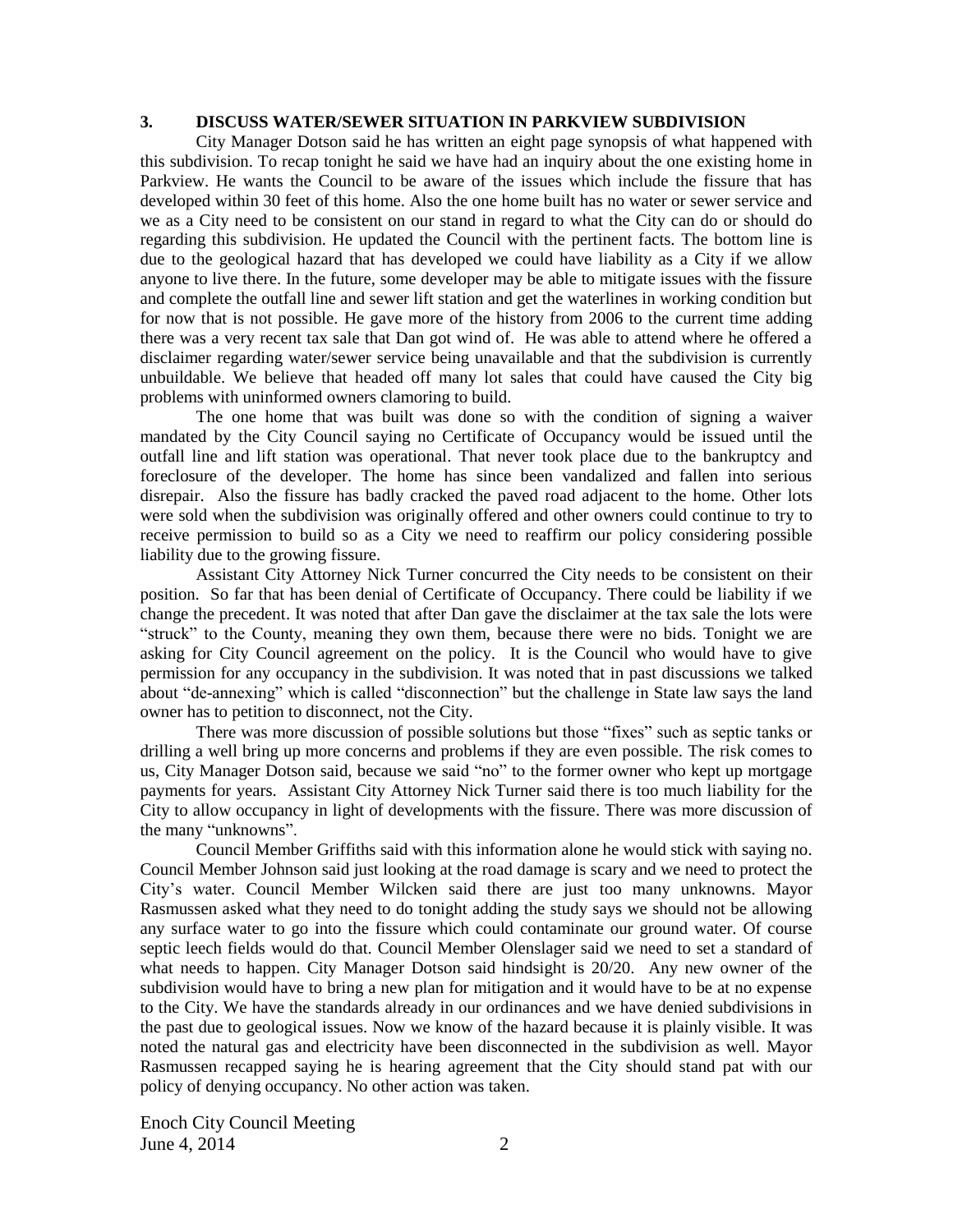### 3. DISCUSS WATER/SEWER SITUATION IN PARKVIEW SUBDIVISION

City Manager Dotson said he has written an eight page synopsis of what happened with this subdivision. To recap tonight he said we have had an inquiry about the one existing home in Parkview. He wants the Council to be aware of the issues which include the fissure that has developed within 30 feet of this home. Also the one home built has no water or sewer service and we as a City need to be consistent on our stand in regard to what the City can do or should do regarding this subdivision. He updated the Council with the pertinent facts. The bottom line is due to the geological hazard that has developed we could have liability as a City if we allow anyone to live there. In the future, some developer may be able to mitigate issues with the fissure and complete the outfall line and sewer lift station and get the waterlines in working condition but for now that is not possible. He gave more of the history from 2006 to the current time adding there was a very recent tax sale that Dan got wind of. He was able to attend where he offered a disclaimer regarding water/sewer service being unavailable and that the subdivision is currently unbuildable. We believe that headed off many lot sales that could have caused the City big problems with uninformed owners clamoring to build.

The one home that was built was done so with the condition of signing a waiver mandated by the City Council saying no Certificate of Occupancy would be issued until the outfall line and lift station was operational. That never took place due to the bankruptcy and foreclosure of the developer. The home has since been vandalized and fallen into serious disrepair. Also the fissure has badly cracked the paved road adjacent to the home. Other lots were sold when the subdivision was originally offered and other owners could continue to try to receive permission to build so as a City we need to reaffirm our policy considering possible liability due to the growing fissure.

Assistant City Attorney Nick Turner concurred the City needs to be consistent on their position. So far that has been denial of Certificate of Occupancy. There could be liability if we change the precedent. It was noted that after Dan gave the disclaimer at the tax sale the lots were "struck" to the County, meaning they own them, because there were no bids. Tonight we are asking for City Council agreement on the policy. It is the Council who would have to give permission for any occupancy in the subdivision. It was noted that in past discussions we talked about "de-annexing" which is called "disconnection" but the challenge in State law says the land owner has to petition to disconnect, not the City.

There was more discussion of possible solutions but those "fixes" such as septic tanks or drilling a well bring up more concerns and problems if they are even possible. The risk comes to us, City Manager Dotson said, because we said "no" to the former owner who kept up mortgage payments for years. Assistant City Attorney Nick Turner said there is too much liability for the City to allow occupancy in light of developments with the fissure. There was more discussion of the many "unknowns".

Council Member Griffiths said with this information alone he would stick with saying no. Council Member Johnson said just looking at the road damage is scary and we need to protect the City's water. Council Member Wilcken said there are just too many unknowns. Mayor Rasmussen asked what they need to do tonight adding the study says we should not be allowing any surface water to go into the fissure which could contaminate our ground water. Of course septic leech fields would do that. Council Member Olenslager said we need to set a standard of what needs to happen. City Manager Dotson said hindsight is 20/20. Any new owner of the subdivision would have to bring a new plan for mitigation and it would have to be at no expense to the City. We have the standards already in our ordinances and we have denied subdivisions in the past due to geological issues. Now we know of the hazard because it is plainly visible. It was noted the natural gas and electricity have been disconnected in the subdivision as well. Mayor Rasmussen recapped saying he is hearing agreement that the City should stand pat with our policy of denying occupancy. No other action was taken.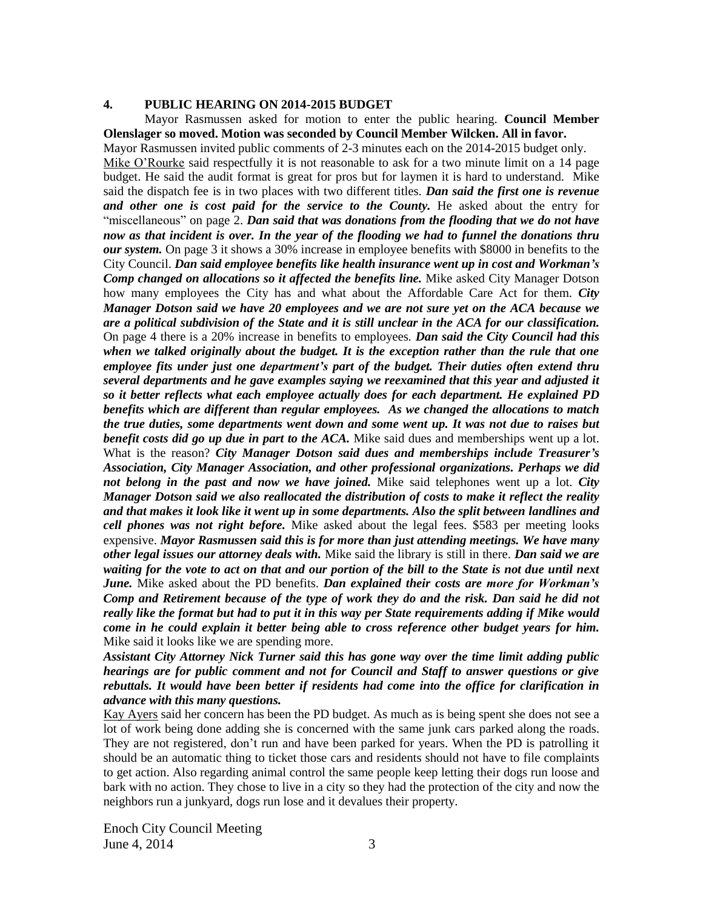## 4. PUBLIC HEARING ON 2014-2015 BUDGET

Mayor Rasmussen asked for motion to enter the public hearing. **Council Member Olenslager so moved. Motion was seconded by Council Member Wilcken. All in favor.**

Mayor Rasmussen invited public comments of 2-3 minutes each on the 2014-2015 budget only.

Mike O'Rourke said respectfully it is not reasonable to ask for a two minute limit on a 14 page budget. He said the audit format is great for pros but for laymen it is hard to understand. Mike said the dispatch fee is in two places with two different titles. ***Dan said the first one is revenue and other one is cost paid for the service to the County.*** He asked about the entry for "miscellaneous" on page 2. ***Dan said that was donations from the flooding that we do not have now as that incident is over. In the year of the flooding we had to funnel the donations thru our system.*** On page 3 it shows a 30% increase in employee benefits with \$8000 in benefits to the City Council. ***Dan said employee benefits like health insurance went up in cost and Workman's Comp changed on allocations so it affected the benefits line.*** Mike asked City Manager Dotson how many employees the City has and what about the Affordable Care Act for them. ***City Manager Dotson said we have 20 employees and we are not sure yet on the ACA because we are a political subdivision of the State and it is still unclear in the ACA for our classification.*** On page 4 there is a 20% increase in benefits to employees. ***Dan said the City Council had this when we talked originally about the budget. It is the exception rather than the rule that one employee fits under just one department's part of the budget. Their duties often extend thru several departments and he gave examples saying we reexamined that this year and adjusted it so it better reflects what each employee actually does for each department. He explained PD benefits which are different than regular employees. As we changed the allocations to match the true duties, some departments went down and some went up. It was not due to raises but benefit costs did go up due in part to the ACA.*** Mike said dues and memberships went up a lot. What is the reason? ***City Manager Dotson said dues and memberships include Treasurer's Association, City Manager Association, and other professional organizations. Perhaps we did not belong in the past and now we have joined.*** Mike said telephones went up a lot. ***City Manager Dotson said we also reallocated the distribution of costs to make it reflect the reality and that makes it look like it went up in some departments. Also the split between landlines and cell phones was not right before.*** Mike asked about the legal fees. \$583 per meeting looks expensive. ***Mayor Rasmussen said this is for more than just attending meetings. We have many other legal issues our attorney deals with.*** Mike said the library is still in there. ***Dan said we are waiting for the vote to act on that and our portion of the bill to the State is not due until next June.*** Mike asked about the PD benefits. ***Dan explained their costs are more for Workman's Comp and Retirement because of the type of work they do and the risk. Dan said he did not really like the format but had to put it in this way per State requirements adding if Mike would come in he could explain it better being able to cross reference other budget years for him.*** Mike said it looks like we are spending more.

***Assistant City Attorney Nick Turner said this has gone way over the time limit adding public hearings are for public comment and not for Council and Staff to answer questions or give rebuttals. It would have been better if residents had come into the office for clarification in advance with this many questions.***

Kay Ayers said her concern has been the PD budget. As much as is being spent she does not see a lot of work being done adding she is concerned with the same junk cars parked along the roads. They are not registered, don't run and have been parked for years. When the PD is patrolling it should be an automatic thing to ticket those cars and residents should not have to file complaints to get action. Also regarding animal control the same people keep letting their dogs run loose and bark with no action. They chose to live in a city so they had the protection of the city and now the neighbors run a junkyard, dogs run lose and it devalues their property.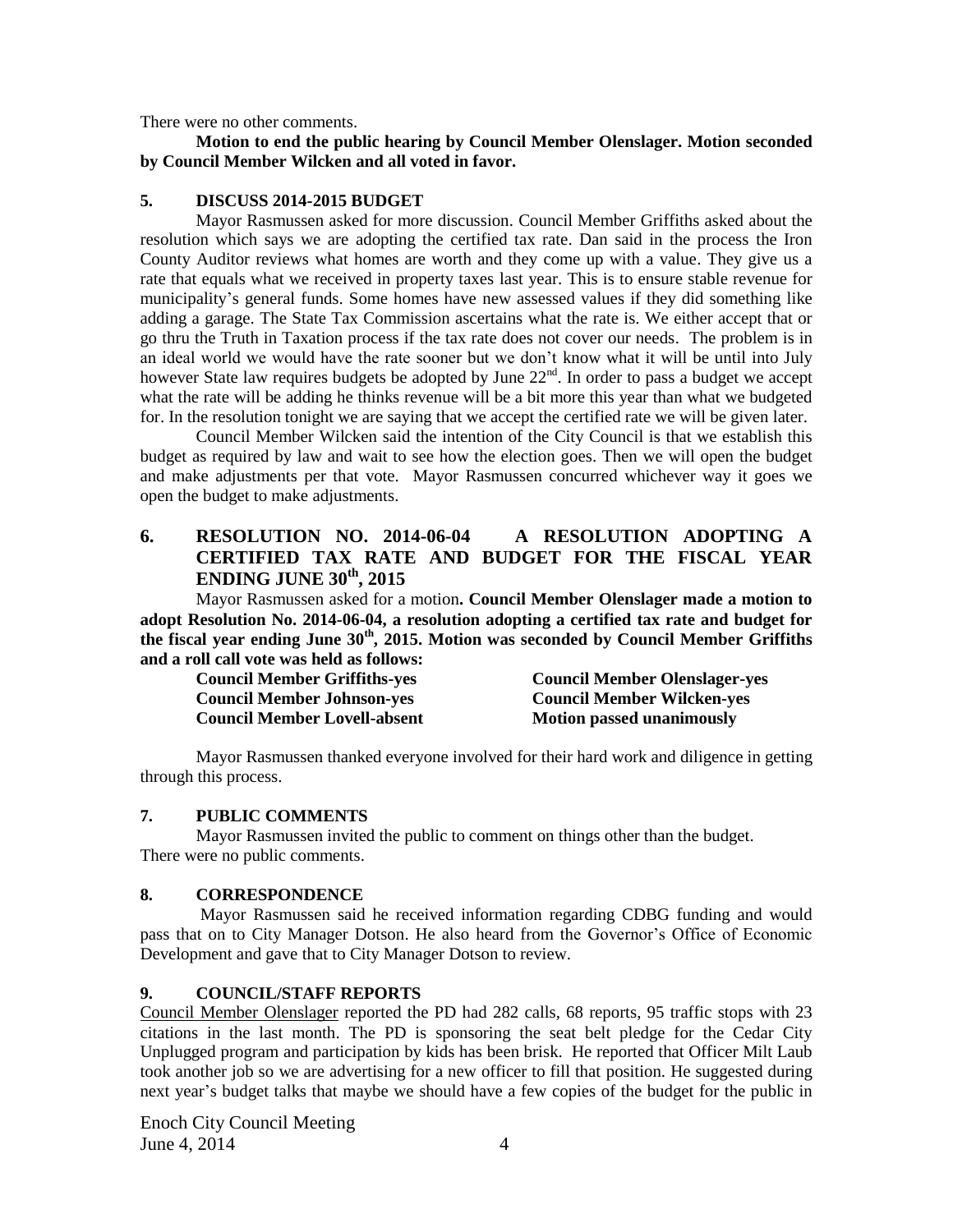There were no other comments.

**Motion to end the public hearing by Council Member Olenslager. Motion seconded by Council Member Wilcken and all voted in favor.**

### 5. DISCUSS 2014-2015 BUDGET

Mayor Rasmussen asked for more discussion. Council Member Griffiths asked about the resolution which says we are adopting the certified tax rate. Dan said in the process the Iron County Auditor reviews what homes are worth and they come up with a value. They give us a rate that equals what we received in property taxes last year. This is to ensure stable revenue for municipality's general funds. Some homes have new assessed values if they did something like adding a garage. The State Tax Commission ascertains what the rate is. We either accept that or go thru the Truth in Taxation process if the tax rate does not cover our needs. The problem is in an ideal world we would have the rate sooner but we don't know what it will be until into July however State law requires budgets be adopted by June 22nd. In order to pass a budget we accept what the rate will be adding he thinks revenue will be a bit more this year than what we budgeted for. In the resolution tonight we are saying that we accept the certified rate we will be given later.

Council Member Wilcken said the intention of the City Council is that we establish this budget as required by law and wait to see how the election goes. Then we will open the budget and make adjustments per that vote. Mayor Rasmussen concurred whichever way it goes we open the budget to make adjustments.

### 6. RESOLUTION NO. 2014-06-04 A RESOLUTION ADOPTING A CERTIFIED TAX RATE AND BUDGET FOR THE FISCAL YEAR ENDING JUNE 30th, 2015

Mayor Rasmussen asked for a motion**. Council Member Olenslager made a motion to adopt Resolution No. 2014-06-04, a resolution adopting a certified tax rate and budget for the fiscal year ending June 30th, 2015. Motion was seconded by Council Member Griffiths and a roll call vote was held as follows:**

| | |
|---|---|
| **Council Member Griffiths-yes** | **Council Member Olenslager-yes** |
| **Council Member Johnson-yes** | **Council Member Wilcken-yes** |
| **Council Member Lovell-absent** | **Motion passed unanimously** |

Mayor Rasmussen thanked everyone involved for their hard work and diligence in getting through this process.

### 7. PUBLIC COMMENTS

Mayor Rasmussen invited the public to comment on things other than the budget. There were no public comments.

### 8. CORRESPONDENCE

Mayor Rasmussen said he received information regarding CDBG funding and would pass that on to City Manager Dotson. He also heard from the Governor's Office of Economic Development and gave that to City Manager Dotson to review.

### 9. COUNCIL/STAFF REPORTS

Council Member Olenslager reported the PD had 282 calls, 68 reports, 95 traffic stops with 23 citations in the last month. The PD is sponsoring the seat belt pledge for the Cedar City Unplugged program and participation by kids has been brisk. He reported that Officer Milt Laub took another job so we are advertising for a new officer to fill that position. He suggested during next year's budget talks that maybe we should have a few copies of the budget for the public in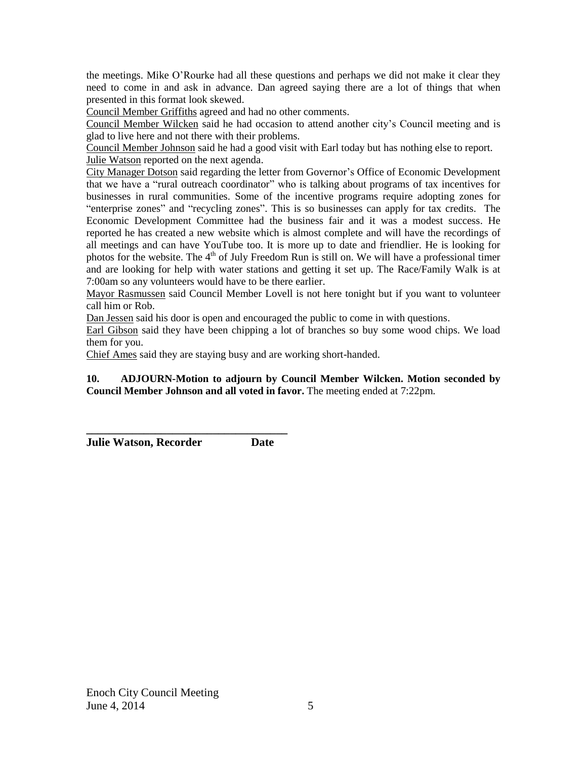the meetings. Mike O'Rourke had all these questions and perhaps we did not make it clear they need to come in and ask in advance. Dan agreed saying there are a lot of things that when presented in this format look skewed.

Council Member Griffiths agreed and had no other comments.

Council Member Wilcken said he had occasion to attend another city's Council meeting and is glad to live here and not there with their problems.

Council Member Johnson said he had a good visit with Earl today but has nothing else to report.

Julie Watson reported on the next agenda.

City Manager Dotson said regarding the letter from Governor's Office of Economic Development that we have a "rural outreach coordinator" who is talking about programs of tax incentives for businesses in rural communities. Some of the incentive programs require adopting zones for "enterprise zones" and "recycling zones". This is so businesses can apply for tax credits. The Economic Development Committee had the business fair and it was a modest success. He reported he has created a new website which is almost complete and will have the recordings of all meetings and can have YouTube too. It is more up to date and friendlier. He is looking for photos for the website. The 4th of July Freedom Run is still on. We will have a professional timer and are looking for help with water stations and getting it set up. The Race/Family Walk is at 7:00am so any volunteers would have to be there earlier.

Mayor Rasmussen said Council Member Lovell is not here tonight but if you want to volunteer call him or Rob.

Dan Jessen said his door is open and encouraged the public to come in with questions.

Earl Gibson said they have been chipping a lot of branches so buy some wood chips. We load them for you.

Chief Ames said they are staying busy and are working short-handed.

**10. ADJOURN-Motion to adjourn by Council Member Wilcken. Motion seconded by Council Member Johnson and all voted in favor.** The meeting ended at 7:22pm.

\_\_\_\_\_\_\_\_\_\_\_\_\_\_\_\_\_\_\_\_\_\_\_\_\_\_\_\_\_\_\_\_\_\_\_\_

**Julie Watson, Recorder Date**